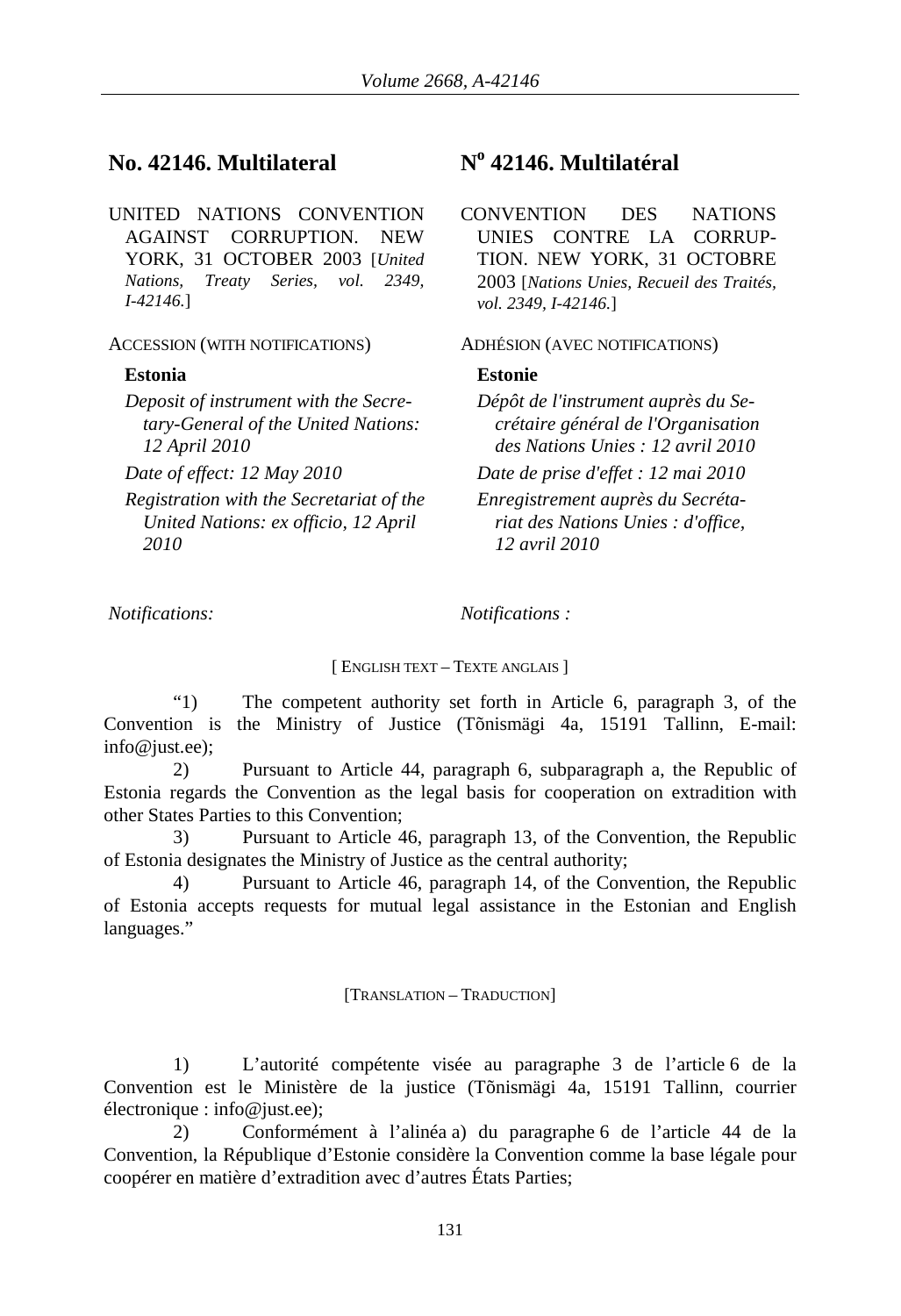## No. 42146. Multilateral

UNITED NATIONS CONVENTION AGAINST CORRUPTION. NEW YORK, 31 OCTOBER 2003 [*United Nations, Treaty Series, vol. 2349, I-42146.*]

ACCESSION (WITH NOTIFICATIONS)

**Estonia**

*Deposit of instrument with the Secretary-General of the United Nations: 12 April 2010*

*Date of effect: 12 May 2010*

*Registration with the Secretariat of the United Nations: ex officio, 12 April 2010*

## N° 42146. Multilatéral

CONVENTION DES NATIONS UNIES CONTRE LA CORRUPTION. NEW YORK, 31 OCTOBRE 2003 [*Nations Unies, Recueil des Traités, vol. 2349, I-42146.*]

ADHÉSION (AVEC NOTIFICATIONS)

**Estonie**

*Dépôt de l'instrument auprès du Secrétaire général de l'Organisation des Nations Unies : 12 avril 2010*

*Date de prise d'effet : 12 mai 2010*

*Enregistrement auprès du Secrétariat des Nations Unies : d'office, 12 avril 2010*

*Notifications:*

*Notifications :*

[ ENGLISH TEXT – TEXTE ANGLAIS ]

"1) The competent authority set forth in Article 6, paragraph 3, of the Convention is the Ministry of Justice (Tõnismägi 4a, 15191 Tallinn, E-mail: info@just.ee);

2) Pursuant to Article 44, paragraph 6, subparagraph a, the Republic of Estonia regards the Convention as the legal basis for cooperation on extradition with other States Parties to this Convention;

3) Pursuant to Article 46, paragraph 13, of the Convention, the Republic of Estonia designates the Ministry of Justice as the central authority;

4) Pursuant to Article 46, paragraph 14, of the Convention, the Republic of Estonia accepts requests for mutual legal assistance in the Estonian and English languages."

[TRANSLATION – TRADUCTION]

1) L'autorité compétente visée au paragraphe 3 de l'article 6 de la Convention est le Ministère de la justice (Tõnismägi 4a, 15191 Tallinn, courrier électronique : info@just.ee);

2) Conformément à l'alinéa a) du paragraphe 6 de l'article 44 de la Convention, la République d'Estonie considère la Convention comme la base légale pour coopérer en matière d'extradition avec d'autres États Parties;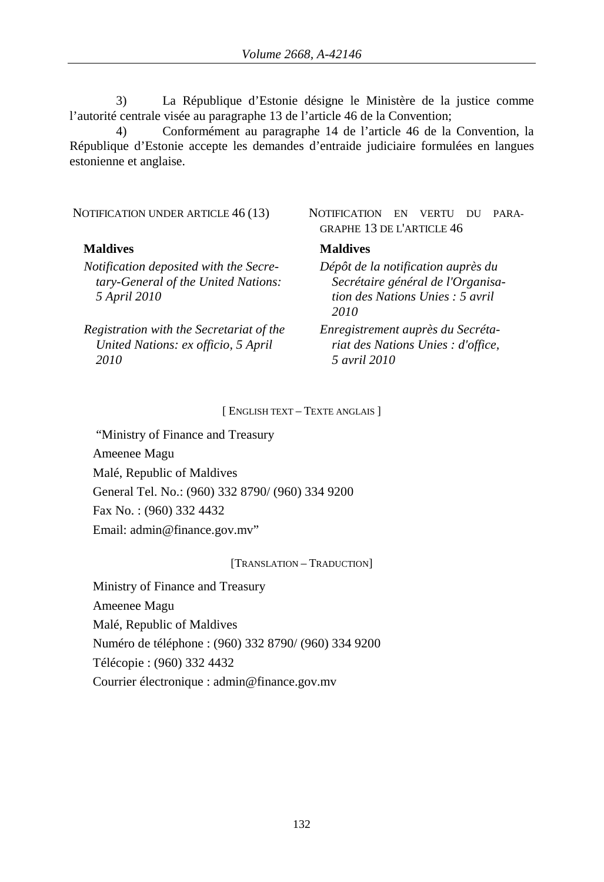3) La République d'Estonie désigne le Ministère de la justice comme l'autorité centrale visée au paragraphe 13 de l'article 46 de la Convention;

4) Conformément au paragraphe 14 de l'article 46 de la Convention, la République d'Estonie accepte les demandes d'entraide judiciaire formulées en langues estonienne et anglaise.

NOTIFICATION UNDER ARTICLE 46 (13)

**Maldives**

*Notification deposited with the Secretary-General of the United Nations: 5 April 2010*

*Registration with the Secretariat of the United Nations: ex officio, 5 April 2010*

NOTIFICATION EN VERTU DU PARAGRAPHE 13 DE L'ARTICLE 46

**Maldives**

*Dépôt de la notification auprès du Secrétaire général de l'Organisation des Nations Unies : 5 avril 2010*

*Enregistrement auprès du Secrétariat des Nations Unies : d'office, 5 avril 2010*

[ ENGLISH TEXT – TEXTE ANGLAIS ]

"Ministry of Finance and Treasury

Ameenee Magu

Malé, Republic of Maldives

General Tel. No.: (960) 332 8790/ (960) 334 9200

Fax No. : (960) 332 4432

Email: admin@finance.gov.mv"

[TRANSLATION – TRADUCTION]

Ministry of Finance and Treasury

Ameenee Magu

Malé, Republic of Maldives

Numéro de téléphone : (960) 332 8790/ (960) 334 9200

Télécopie : (960) 332 4432

Courrier électronique : admin@finance.gov.mv